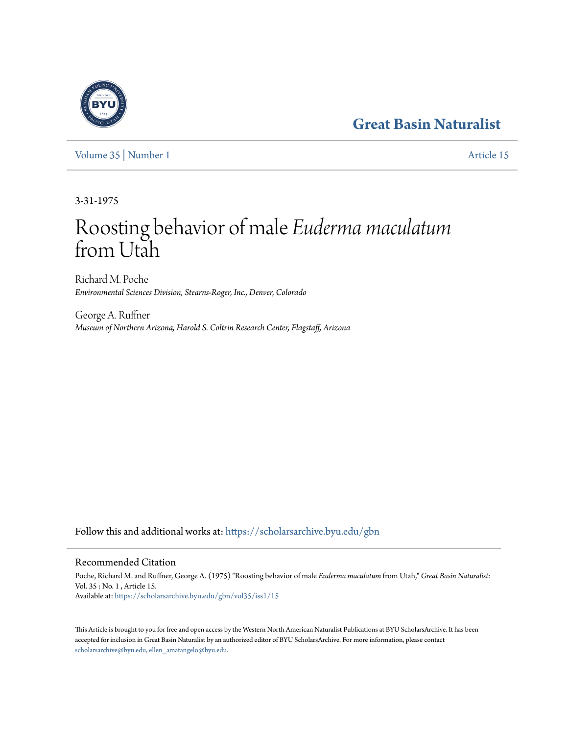# Great Basin Naturalist

Volume 35 | Number 1 Article 15

3-31-1975

# Roosting behavior of male *Euderma maculatum* from Utah

Richard M. Poche
*Environmental Sciences Division, Stearns-Roger, Inc., Denver, Colorado*

George A. Ruffner
*Museum of Northern Arizona, Harold S. Coltrin Research Center, Flagstaff, Arizona*

Follow this and additional works at: https://scholarsarchive.byu.edu/gbn

## Recommended Citation

Poche, Richard M. and Ruffner, George A. (1975) "Roosting behavior of male *Euderma maculatum* from Utah," *Great Basin Naturalist*: Vol. 35 : No. 1 , Article 15.
Available at: https://scholarsarchive.byu.edu/gbn/vol35/iss1/15

This Article is brought to you for free and open access by the Western North American Naturalist Publications at BYU ScholarsArchive. It has been accepted for inclusion in Great Basin Naturalist by an authorized editor of BYU ScholarsArchive. For more information, please contact scholarsarchive@byu.edu, ellen_amatangelo@byu.edu.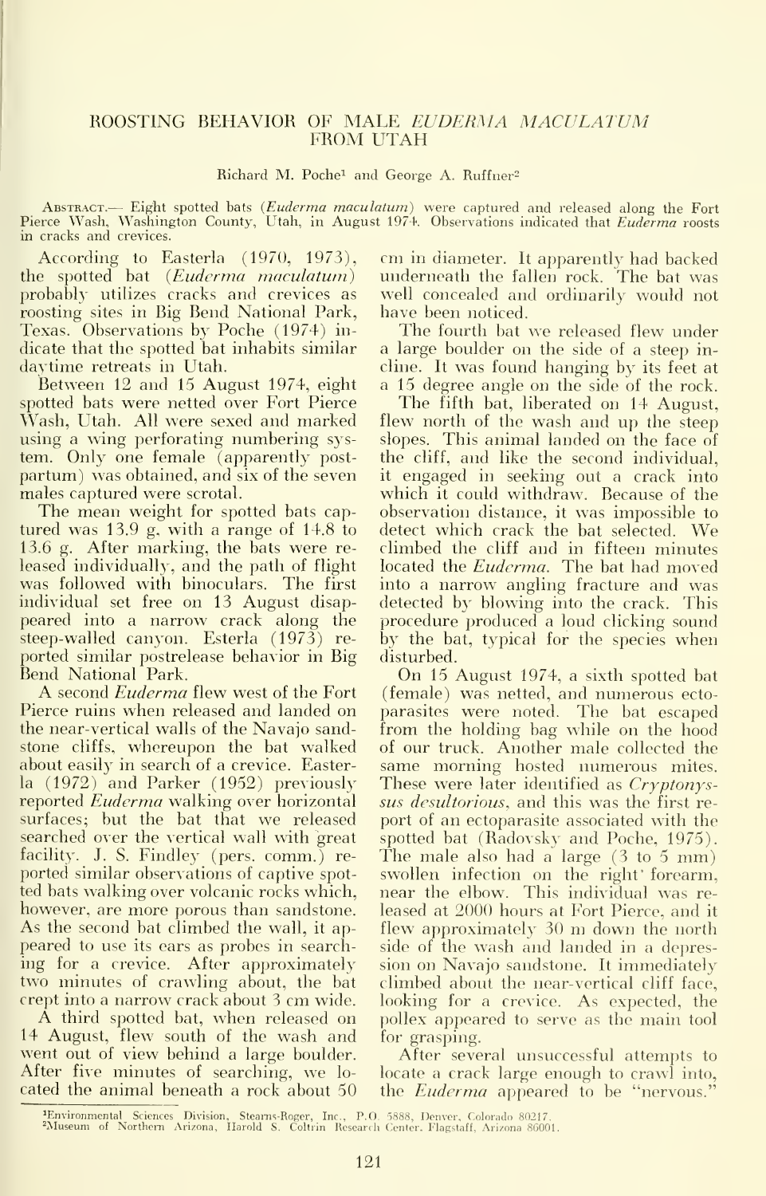# ROOSTING BEHAVIOR OF MALE *EUDERMA MACULATUM* FROM UTAH

Richard M. Poche[1] and George A. Ruffner[2]

ABSTRACT.— Eight spotted bats (*Euderma maculatum*) were captured and released along the Fort Pierce Wash, Washington County, Utah, in August 1974. Observations indicated that *Euderma* roosts in cracks and crevices.

According to Easterla (1970, 1973), the spotted bat (*Euderma maculatum*) probably utilizes cracks and crevices as roosting sites in Big Bend National Park, Texas. Observations by Poche (1974) indicate that the spotted bat inhabits similar daytime retreats in Utah.

Between 12 and 15 August 1974, eight spotted bats were netted over Fort Pierce Wash, Utah. All were sexed and marked using a wing perforating numbering system. Only one female (apparently postpartum) was obtained, and six of the seven males captured were scrotal.

The mean weight for spotted bats captured was 13.9 g, with a range of 14.8 to 13.6 g. After marking, the bats were released individually, and the path of flight was followed with binoculars. The first individual set free on 13 August disappeared into a narrow crack along the steep-walled canyon. Esterla (1973) reported similar postrelease behavior in Big Bend National Park.

A second *Euderma* flew west of the Fort Pierce ruins when released and landed on the near-vertical walls of the Navajo sandstone cliffs, whereupon the bat walked about easily in search of a crevice. Easterla (1972) and Parker (1952) previously reported *Euderma* walking over horizontal surfaces; but the bat that we released searched over the vertical wall with great facility. J. S. Findley (pers. comm.) reported similar observations of captive spotted bats walking over volcanic rocks which, however, are more porous than sandstone. As the second bat climbed the wall, it appeared to use its ears as probes in searching for a crevice. After approximately two minutes of crawling about, the bat crept into a narrow crack about 3 cm wide.

A third spotted bat, when released on 14 August, flew south of the wash and went out of view behind a large boulder. After five minutes of searching, we located the animal beneath a rock about 50 cm in diameter. It apparently had backed underneath the fallen rock. The bat was well concealed and ordinarily would not have been noticed.

The fourth bat we released flew under a large boulder on the side of a steep incline. It was found hanging by its feet at a 15 degree angle on the side of the rock.

The fifth bat, liberated on 14 August, flew north of the wash and up the steep slopes. This animal landed on the face of the cliff, and like the second individual, it engaged in seeking out a crack into which it could withdraw. Because of the observation distance, it was impossible to detect which crack the bat selected. We climbed the cliff and in fifteen minutes located the *Euderma*. The bat had moved into a narrow angling fracture and was detected by blowing into the crack. This procedure produced a loud clicking sound by the bat, typical for the species when disturbed.

On 15 August 1974, a sixth spotted bat (female) was netted, and numerous ectoparasites were noted. The bat escaped from the holding bag while on the hood of our truck. Another male collected the same morning hosted numerous mites. These were later identified as *Cryptonyssus desultorious*, and this was the first report of an ectoparasite associated with the spotted bat (Radovsky and Poche, 1975). The male also had a large (3 to 5 mm) swollen infection on the right forearm, near the elbow. This individual was released at 2000 hours at Fort Pierce, and it flew approximately 30 m down the north side of the wash and landed in a depression on Navajo sandstone. It immediately climbed about the near-vertical cliff face, looking for a crevice. As expected, the pollex appeared to serve as the main tool for grasping.

After several unsuccessful attempts to locate a crack large enough to crawl into, the *Euderma* appeared to be "nervous."

[1]Environmental Sciences Division, Stearns-Roger, Inc., P.O. 5888, Denver, Colorado 80217.
[2]Museum of Northern Arizona, Harold S. Coltrin Research Center, Flagstaff, Arizona 86001.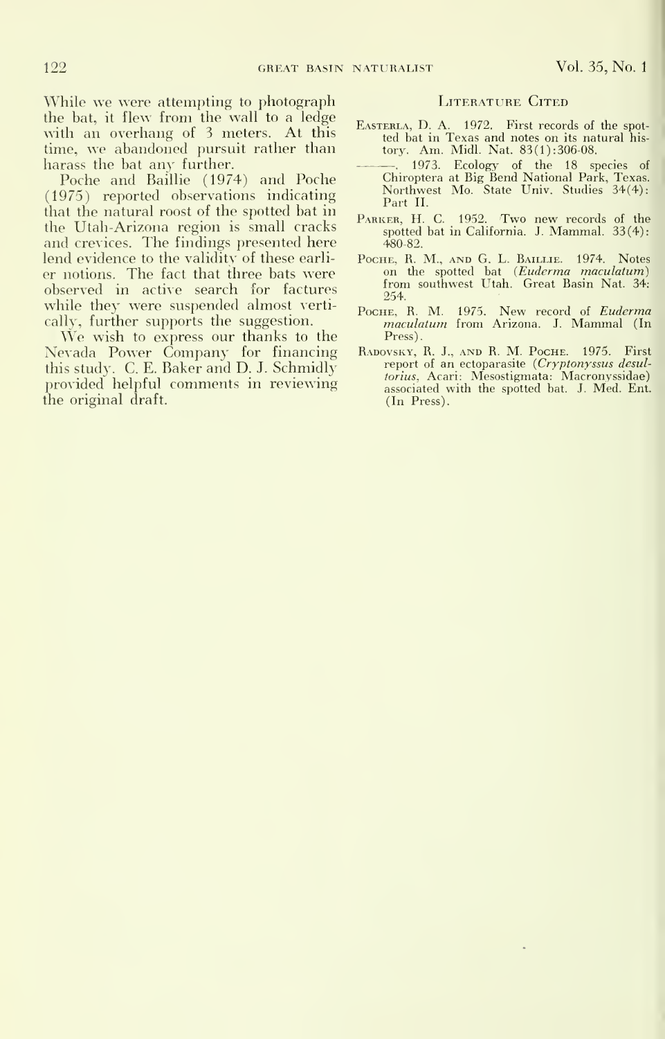While we were attempting to photograph the bat, it flew from the wall to a ledge with an overhang of 3 meters. At this time, we abandoned pursuit rather than harass the bat any further.

Poche and Baillie (1974) and Poche (1975) reported observations indicating that the natural roost of the spotted bat in the Utah-Arizona region is small cracks and crevices. The findings presented here lend evidence to the validity of these earlier notions. The fact that three bats were observed in active search for factures while they were suspended almost vertically, further supports the suggestion.

We wish to express our thanks to the Nevada Power Company for financing this study. C. E. Baker and D. J. Schmidly provided helpful comments in reviewing the original draft.

## Literature Cited

Easterla, D. A. 1972. First records of the spotted bat in Texas and notes on its natural history. Am. Midl. Nat. 83(1):306-08.

———. 1973. Ecology of the 18 species of Chiroptera at Big Bend National Park, Texas. Northwest Mo. State Univ. Studies 34(4): Part II.

Parker, H. C. 1952. Two new records of the spotted bat in California. J. Mammal. 33(4): 480-82.

Poche, R. M., and G. L. Baillie. 1974. Notes on the spotted bat (*Euderma maculatum*) from southwest Utah. Great Basin Nat. 34: 254.

Poche, R. M. 1975. New record of *Euderma maculatum* from Arizona. J. Mammal (In Press).

Radovsky, R. J., and R. M. Poche. 1975. First report of an ectoparasite (*Cryptonyssus desultorius*, Acari: Mesostigmata: Macronyssidae) associated with the spotted bat. J. Med. Ent. (In Press).